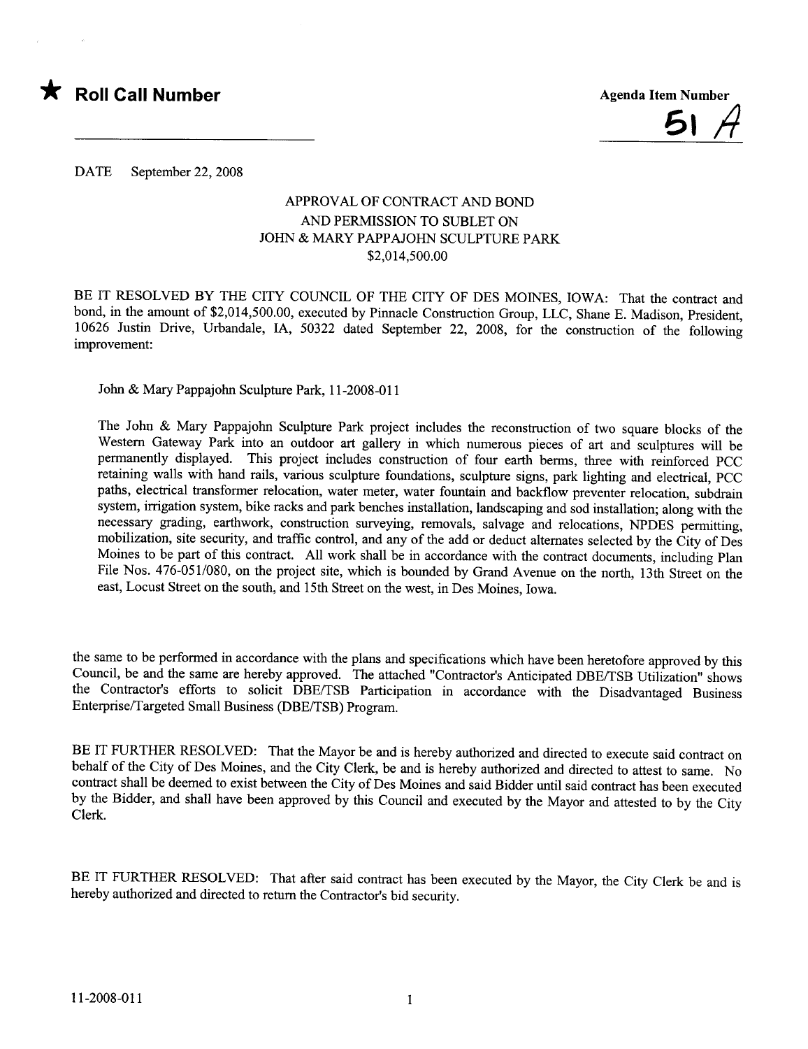★ **Roll Call Number** _______________

**Agenda Item Number**
**51 A**

DATE September 22, 2008

**APPROVAL OF CONTRACT AND BOND AND PERMISSION TO SUBLET ON JOHN & MARY PAPPAJOHN SCULPTURE PARK $2,014,500.00**

BE IT RESOLVED BY THE CITY COUNCIL OF THE CITY OF DES MOINES, IOWA: That the contract and bond, in the amount of $2,014,500.00, executed by Pinnacle Construction Group, LLC, Shane E. Madison, President, 10626 Justin Drive, Urbandale, IA, 50322 dated September 22, 2008, for the construction of the following improvement:

John & Mary Pappajohn Sculpture Park, 11-2008-011

The John & Mary Pappajohn Sculpture Park project includes the reconstruction of two square blocks of the Western Gateway Park into an outdoor art gallery in which numerous pieces of art and sculptures will be permanently displayed. This project includes construction of four earth berms, three with reinforced PCC retaining walls with hand rails, various sculpture foundations, sculpture signs, park lighting and electrical, PCC paths, electrical transformer relocation, water meter, water fountain and backflow preventer relocation, subdrain system, irrigation system, bike racks and park benches installation, landscaping and sod installation; along with the necessary grading, earthwork, construction surveying, removals, salvage and relocations, NPDES permitting, mobilization, site security, and traffic control, and any of the add or deduct alternates selected by the City of Des Moines to be part of this contract. All work shall be in accordance with the contract documents, including Plan File Nos. 476-051/080, on the project site, which is bounded by Grand Avenue on the north, 13th Street on the east, Locust Street on the south, and 15th Street on the west, in Des Moines, Iowa.

the same to be performed in accordance with the plans and specifications which have been heretofore approved by this Council, be and the same are hereby approved. The attached "Contractor's Anticipated DBE/TSB Utilization" shows the Contractor's efforts to solicit DBE/TSB Participation in accordance with the Disadvantaged Business Enterprise/Targeted Small Business (DBE/TSB) Program.

BE IT FURTHER RESOLVED: That the Mayor be and is hereby authorized and directed to execute said contract on behalf of the City of Des Moines, and the City Clerk, be and is hereby authorized and directed to attest to same. No contract shall be deemed to exist between the City of Des Moines and said Bidder until said contract has been executed by the Bidder, and shall have been approved by this Council and executed by the Mayor and attested to by the City Clerk.

BE IT FURTHER RESOLVED: That after said contract has been executed by the Mayor, the City Clerk be and is hereby authorized and directed to return the Contractor's bid security.

11-2008-011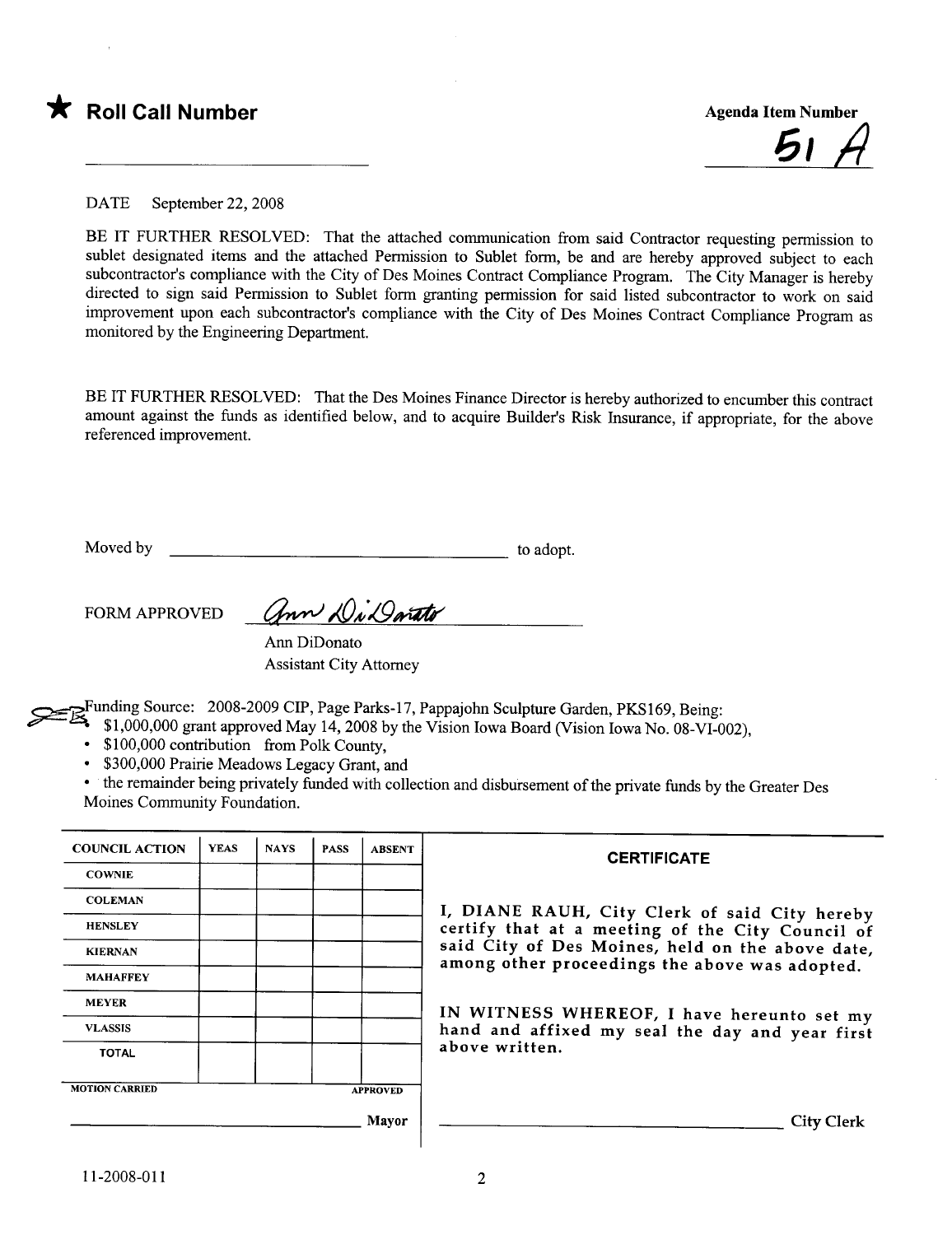★ **Roll Call Number**

Agenda Item Number

51 A

DATE September 22, 2008

BE IT FURTHER RESOLVED: That the attached communication from said Contractor requesting permission to sublet designated items and the attached Permission to Sublet form, be and are hereby approved subject to each subcontractor's compliance with the City of Des Moines Contract Compliance Program. The City Manager is hereby directed to sign said Permission to Sublet form granting permission for said listed subcontractor to work on said improvement upon each subcontractor's compliance with the City of Des Moines Contract Compliance Program as monitored by the Engineering Department.

BE IT FURTHER RESOLVED: That the Des Moines Finance Director is hereby authorized to encumber this contract amount against the funds as identified below, and to acquire Builder's Risk Insurance, if appropriate, for the above referenced improvement.

Moved by ______________________________ to adopt.

FORM APPROVED *Ann DiDonato*

Ann DiDonato
Assistant City Attorney

Funding Source: 2008-2009 CIP, Page Parks-17, Pappajohn Sculpture Garden, PKS169, Being:

- $1,000,000 grant approved May 14, 2008 by the Vision Iowa Board (Vision Iowa No. 08-VI-002),
- $100,000 contribution from Polk County,
- $300,000 Prairie Meadows Legacy Grant, and
- the remainder being privately funded with collection and disbursement of the private funds by the Greater Des Moines Community Foundation.

| COUNCIL ACTION | YEAS | NAYS | PASS | ABSENT |
|---|---|---|---|---|
| COWNIE | | | | |
| COLEMAN | | | | |
| HENSLEY | | | | |
| KIERNAN | | | | |
| MAHAFFEY | | | | |
| MEYER | | | | |
| VLASSIS | | | | |
| TOTAL | | | | |

MOTION CARRIED APPROVED

______________________________ Mayor

**CERTIFICATE**

I, DIANE RAUH, City Clerk of said City hereby certify that at a meeting of the City Council of said City of Des Moines, held on the above date, among other proceedings the above was adopted.

IN WITNESS WHEREOF, I have hereunto set my hand and affixed my seal the day and year first above written.

______________________________ City Clerk

11-2008-011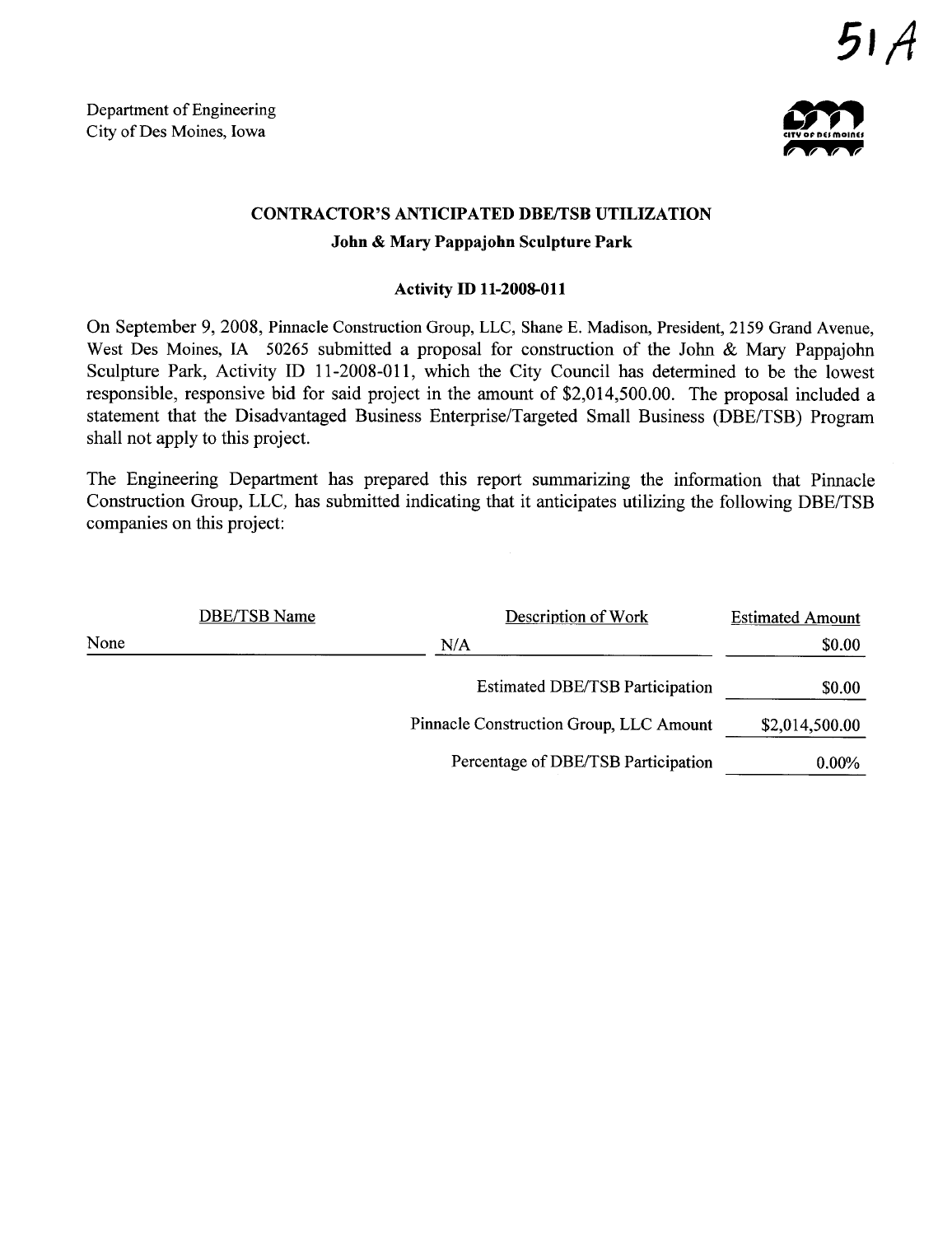51A

Department of Engineering
City of Des Moines, Iowa

## CONTRACTOR'S ANTICIPATED DBE/TSB UTILIZATION

**John & Mary Pappajohn Sculpture Park**

**Activity ID 11-2008-011**

On September 9, 2008, Pinnacle Construction Group, LLC, Shane E. Madison, President, 2159 Grand Avenue, West Des Moines, IA 50265 submitted a proposal for construction of the John & Mary Pappajohn Sculpture Park, Activity ID 11-2008-011, which the City Council has determined to be the lowest responsible, responsive bid for said project in the amount of $2,014,500.00. The proposal included a statement that the Disadvantaged Business Enterprise/Targeted Small Business (DBE/TSB) Program shall not apply to this project.

The Engineering Department has prepared this report summarizing the information that Pinnacle Construction Group, LLC, has submitted indicating that it anticipates utilizing the following DBE/TSB companies on this project:

| DBE/TSB Name | Description of Work | Estimated Amount |
|---|---|---|
| None | N/A | $0.00 |
| | Estimated DBE/TSB Participation | $0.00 |
| | Pinnacle Construction Group, LLC Amount | $2,014,500.00 |
| | Percentage of DBE/TSB Participation | 0.00% |